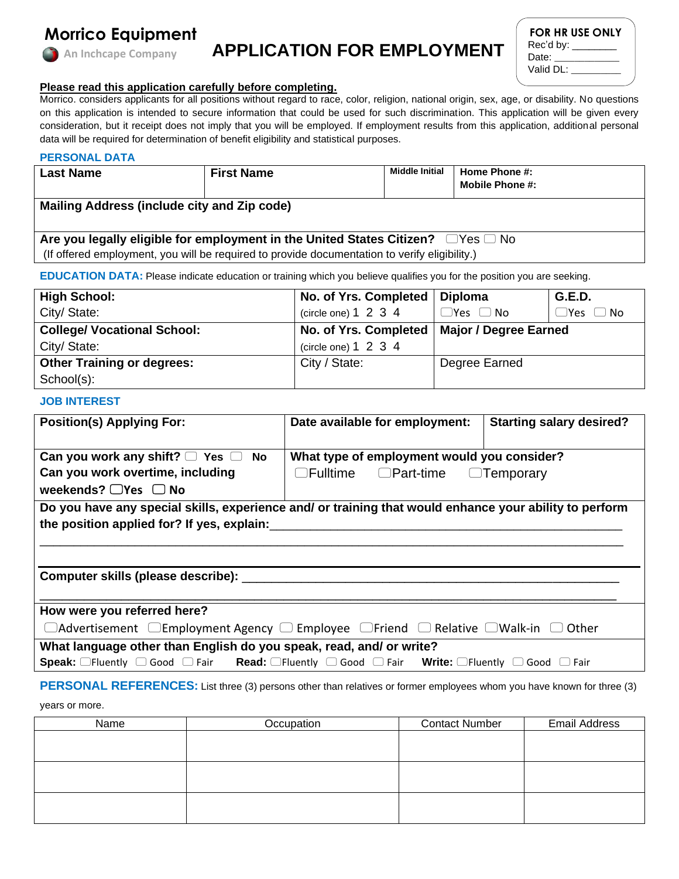**Morrico Equipment**
An Inchcape Company

# APPLICATION FOR EMPLOYMENT

**FOR HR USE ONLY**
Rec'd by: ________
Date: ___________
Valid DL: _________

**Please read this application carefully before completing.**

Morrico. considers applicants for all positions without regard to race, color, religion, national origin, sex, age, or disability. No questions on this application is intended to secure information that could be used for such discrimination. This application will be given every consideration, but it receipt does not imply that you will be employed. If employment results from this application, additional personal data will be required for determination of benefit eligibility and statistical purposes.

## PERSONAL DATA

| **Last Name** | **First Name** | **Middle Initial** | **Home Phone #:** **Mobile Phone #:** |
|---|---|---|---|
| **Mailing Address (include city and Zip code)** | | | |
| **Are you legally eligible for employment in the United States Citizen?** ☐Yes ☐ No (If offered employment, you will be required to provide documentation to verify eligibility.) | | | |

## EDUCATION DATA:
Please indicate education or training which you believe qualifies you for the position you are seeking.

| **High School:** City/ State: | **No. of Yrs. Completed** (circle one) 1 2 3 4 | **Diploma** ☐Yes ☐ No | **G.E.D.** ☐Yes ☐ No |
|---|---|---|---|
| **College/ Vocational School:** City/ State: | **No. of Yrs. Completed** (circle one) 1 2 3 4 | **Major / Degree Earned** | |
| **Other Training or degrees:** School(s): | City / State: | Degree Earned | |

## JOB INTEREST

| **Position(s) Applying For:** | **Date available for employment:** | **Starting salary desired?** |
|---|---|---|
| **Can you work any shift?** ☐ Yes ☐ No **Can you work overtime, including weekends?** ☐Yes ☐ No | **What type of employment would you consider?** ☐Fulltime ☐Part-time ☐Temporary | |

**Do you have any special skills, experience and/ or training that would enhance your ability to perform the position applied for? If yes, explain:**______________________________________________________

_____________________________________________________________________________________

**Computer skills (please describe):** ______________________________________________________

_____________________________________________________________________________________

**How were you referred here?**
☐Advertisement ☐Employment Agency ☐ Employee ☐Friend ☐ Relative ☐Walk-in ☐ Other

**What language other than English do you speak, read, and/ or write?**
**Speak:** ☐Fluently ☐ Good ☐ Fair **Read:** ☐Fluently ☐ Good ☐ Fair **Write:** ☐Fluently ☐ Good ☐ Fair

## PERSONAL REFERENCES:
List three (3) persons other than relatives or former employees whom you have known for three (3) years or more.

| Name | Occupation | Contact Number | Email Address |
|---|---|---|---|
| | | | |
| | | | |
| | | | |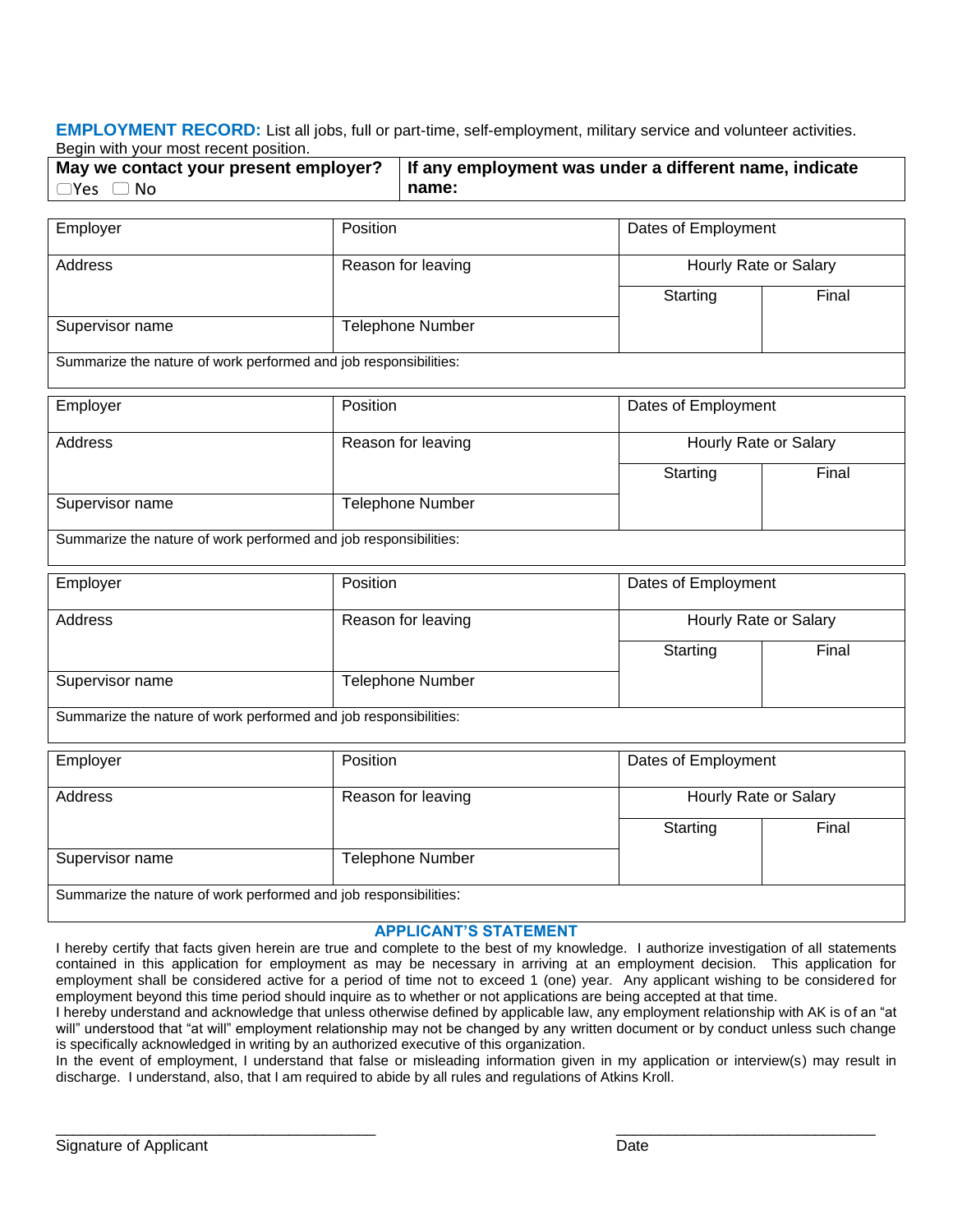**EMPLOYMENT RECORD:** List all jobs, full or part-time, self-employment, military service and volunteer activities. Begin with your most recent position.

| | |
|---|---|
| **May we contact your present employer?** ☐ Yes ☐ No | **If any employment was under a different name, indicate name:** |

| | | | |
|---|---|---|---|
| Employer | Position | Dates of Employment | |
| Address | Reason for leaving | Hourly Rate or Salary | |
| | | Starting | Final |
| Supervisor name | Telephone Number | | |
| Summarize the nature of work performed and job responsibilities: | | | |

| | | | |
|---|---|---|---|
| Employer | Position | Dates of Employment | |
| Address | Reason for leaving | Hourly Rate or Salary | |
| | | Starting | Final |
| Supervisor name | Telephone Number | | |
| Summarize the nature of work performed and job responsibilities: | | | |

| | | | |
|---|---|---|---|
| Employer | Position | Dates of Employment | |
| Address | Reason for leaving | Hourly Rate or Salary | |
| | | Starting | Final |
| Supervisor name | Telephone Number | | |
| Summarize the nature of work performed and job responsibilities: | | | |

| | | | |
|---|---|---|---|
| Employer | Position | Dates of Employment | |
| Address | Reason for leaving | Hourly Rate or Salary | |
| | | Starting | Final |
| Supervisor name | Telephone Number | | |
| Summarize the nature of work performed and job responsibilities: | | | |

## APPLICANT'S STATEMENT

I hereby certify that facts given herein are true and complete to the best of my knowledge. I authorize investigation of all statements contained in this application for employment as may be necessary in arriving at an employment decision. This application for employment shall be considered active for a period of time not to exceed 1 (one) year. Any applicant wishing to be considered for employment beyond this time period should inquire as to whether or not applications are being accepted at that time.

I hereby understand and acknowledge that unless otherwise defined by applicable law, any employment relationship with AK is of an "at will" understood that "at will" employment relationship may not be changed by any written document or by conduct unless such change is specifically acknowledged in writing by an authorized executive of this organization.

In the event of employment, I understand that false or misleading information given in my application or interview(s) may result in discharge. I understand, also, that I am required to abide by all rules and regulations of Atkins Kroll.

\_\_\_\_\_\_\_\_\_\_\_\_\_\_\_\_\_\_\_\_\_\_\_\_\_\_\_\_\_\_\_\_\_\_\_\_\_\_
Signature of Applicant

\_\_\_\_\_\_\_\_\_\_\_\_\_\_\_\_\_\_\_\_\_\_\_\_\_\_\_\_\_\_\_\_
Date